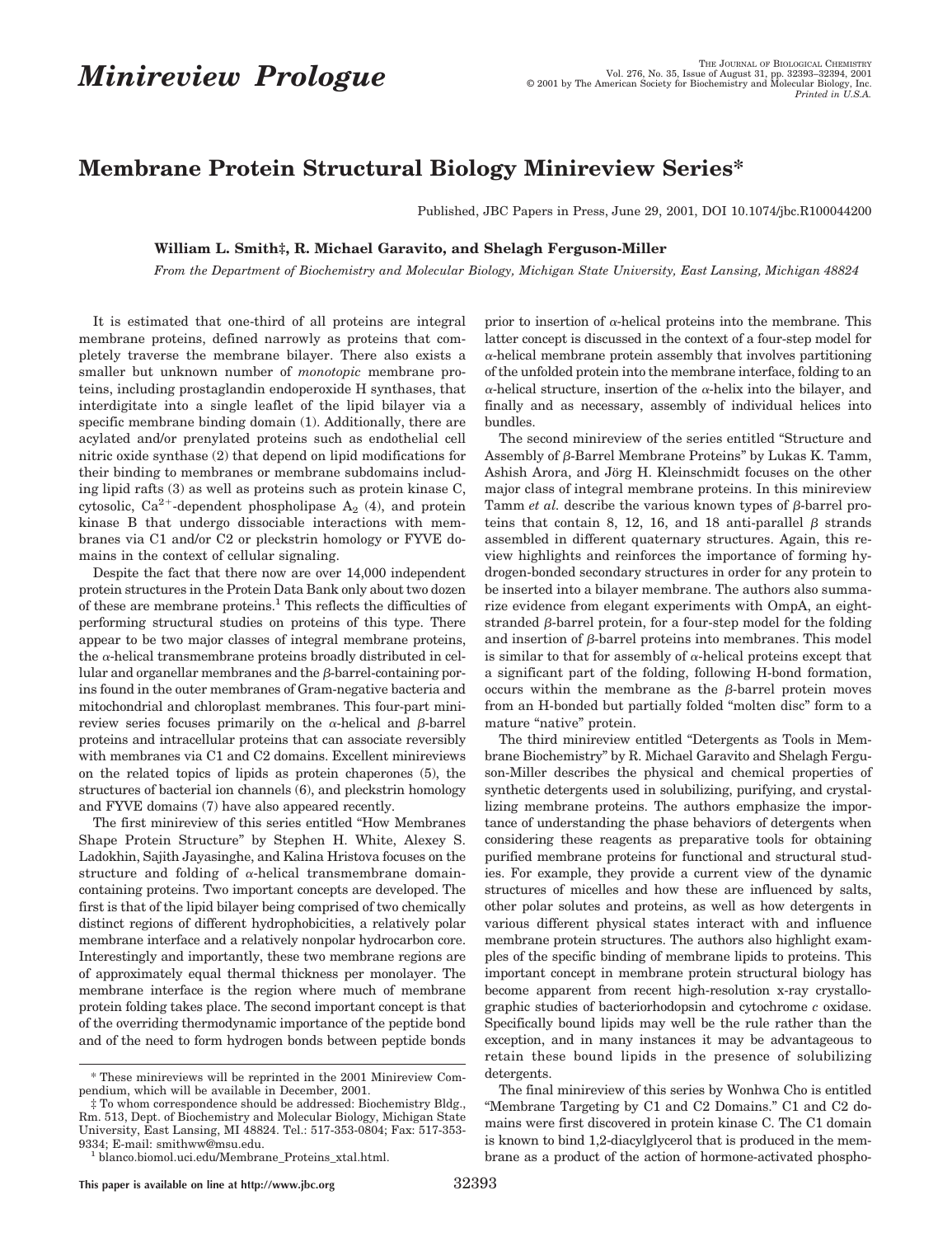# Minireview Prologue

## Membrane Protein Structural Biology Minireview Series*

Published, JBC Papers in Press, June 29, 2001, DOI 10.1074/jbc.R100044200

**William L. Smith‡, R. Michael Garavito, and Shelagh Ferguson-Miller**

*From the Department of Biochemistry and Molecular Biology, Michigan State University, East Lansing, Michigan 48824*

It is estimated that one-third of all proteins are integral membrane proteins, defined narrowly as proteins that completely traverse the membrane bilayer. There also exists a smaller but unknown number of *monotopic* membrane proteins, including prostaglandin endoperoxide H synthases, that interdigitate into a single leaflet of the lipid bilayer via a specific membrane binding domain (1). Additionally, there are acylated and/or prenylated proteins such as endothelial cell nitric oxide synthase (2) that depend on lipid modifications for their binding to membranes or membrane subdomains including lipid rafts (3) as well as proteins such as protein kinase C, cytosolic, $Ca^{2+}$-dependent phospholipase $A_2$ (4), and protein kinase B that undergo dissociable interactions with membranes via C1 and/or C2 or pleckstrin homology or FYVE domains in the context of cellular signaling.

Despite the fact that there now are over 14,000 independent protein structures in the Protein Data Bank only about two dozen of these are membrane proteins.[1] This reflects the difficulties of performing structural studies on proteins of this type. There appear to be two major classes of integral membrane proteins, the α-helical transmembrane proteins broadly distributed in cellular and organellar membranes and the β-barrel-containing porins found in the outer membranes of Gram-negative bacteria and mitochondrial and chloroplast membranes. This four-part minireview series focuses primarily on the α-helical and β-barrel proteins and intracellular proteins that can associate reversibly with membranes via C1 and C2 domains. Excellent minireviews on the related topics of lipids as protein chaperones (5), the structures of bacterial ion channels (6), and pleckstrin homology and FYVE domains (7) have also appeared recently.

The first minireview of this series entitled "How Membranes Shape Protein Structure" by Stephen H. White, Alexey S. Ladokhin, Sajith Jayasinghe, and Kalina Hristova focuses on the structure and folding of α-helical transmembrane domain-containing proteins. Two important concepts are developed. The first is that of the lipid bilayer being comprised of two chemically distinct regions of different hydrophobicities, a relatively polar membrane interface and a relatively nonpolar hydrocarbon core. Interestingly and importantly, these two membrane regions are of approximately equal thermal thickness per monolayer. The membrane interface is the region where much of membrane protein folding takes place. The second important concept is that of the overriding thermodynamic importance of the peptide bond and of the need to form hydrogen bonds between peptide bonds prior to insertion of α-helical proteins into the membrane. This latter concept is discussed in the context of a four-step model for α-helical membrane protein assembly that involves partitioning of the unfolded protein into the membrane interface, folding to an α-helical structure, insertion of the α-helix into the bilayer, and finally and as necessary, assembly of individual helices into bundles.

The second minireview of the series entitled "Structure and Assembly of β-Barrel Membrane Proteins" by Lukas K. Tamm, Ashish Arora, and Jörg H. Kleinschmidt focuses on the other major class of integral membrane proteins. In this minireview Tamm *et al.* describe the various known types of β-barrel proteins that contain 8, 12, 16, and 18 anti-parallel β strands assembled in different quaternary structures. Again, this review highlights and reinforces the importance of forming hydrogen-bonded secondary structures in order for any protein to be inserted into a bilayer membrane. The authors also summarize evidence from elegant experiments with OmpA, an eight-stranded β-barrel protein, for a four-step model for the folding and insertion of β-barrel proteins into membranes. This model is similar to that for assembly of α-helical proteins except that a significant part of the folding, following H-bond formation, occurs within the membrane as the β-barrel protein moves from an H-bonded but partially folded "molten disc" form to a mature "native" protein.

The third minireview entitled "Detergents as Tools in Membrane Biochemistry" by R. Michael Garavito and Shelagh Ferguson-Miller describes the physical and chemical properties of synthetic detergents used in solubilizing, purifying, and crystallizing membrane proteins. The authors emphasize the importance of understanding the phase behaviors of detergents when considering these reagents as preparative tools for obtaining purified membrane proteins for functional and structural studies. For example, they provide a current view of the dynamic structures of micelles and how these are influenced by salts, other polar solutes and proteins, as well as how detergents in various different physical states interact with and influence membrane protein structures. The authors also highlight examples of the specific binding of membrane lipids to proteins. This important concept in membrane protein structural biology has become apparent from recent high-resolution x-ray crystallographic studies of bacteriorhodopsin and cytochrome *c* oxidase. Specifically bound lipids may well be the rule rather than the exception, and in many instances it may be advantageous to retain these bound lipids in the presence of solubilizing detergents.

The final minireview of this series by Wonhwa Cho is entitled "Membrane Targeting by C1 and C2 Domains." C1 and C2 domains were first discovered in protein kinase C. The C1 domain is known to bind 1,2-diacylglycerol that is produced in the membrane as a product of the action of hormone-activated phospho-

---

\* These minireviews will be reprinted in the 2001 Minireview Compendium, which will be available in December, 2001.

‡ To whom correspondence should be addressed: Biochemistry Bldg., Rm. 513, Dept. of Biochemistry and Molecular Biology, Michigan State University, East Lansing, MI 48824. Tel.: 517-353-0804; Fax: 517-353-9334; E-mail: smithww@msu.edu.

[1] blanco.biomol.uci.edu/Membrane_Proteins_xtal.html.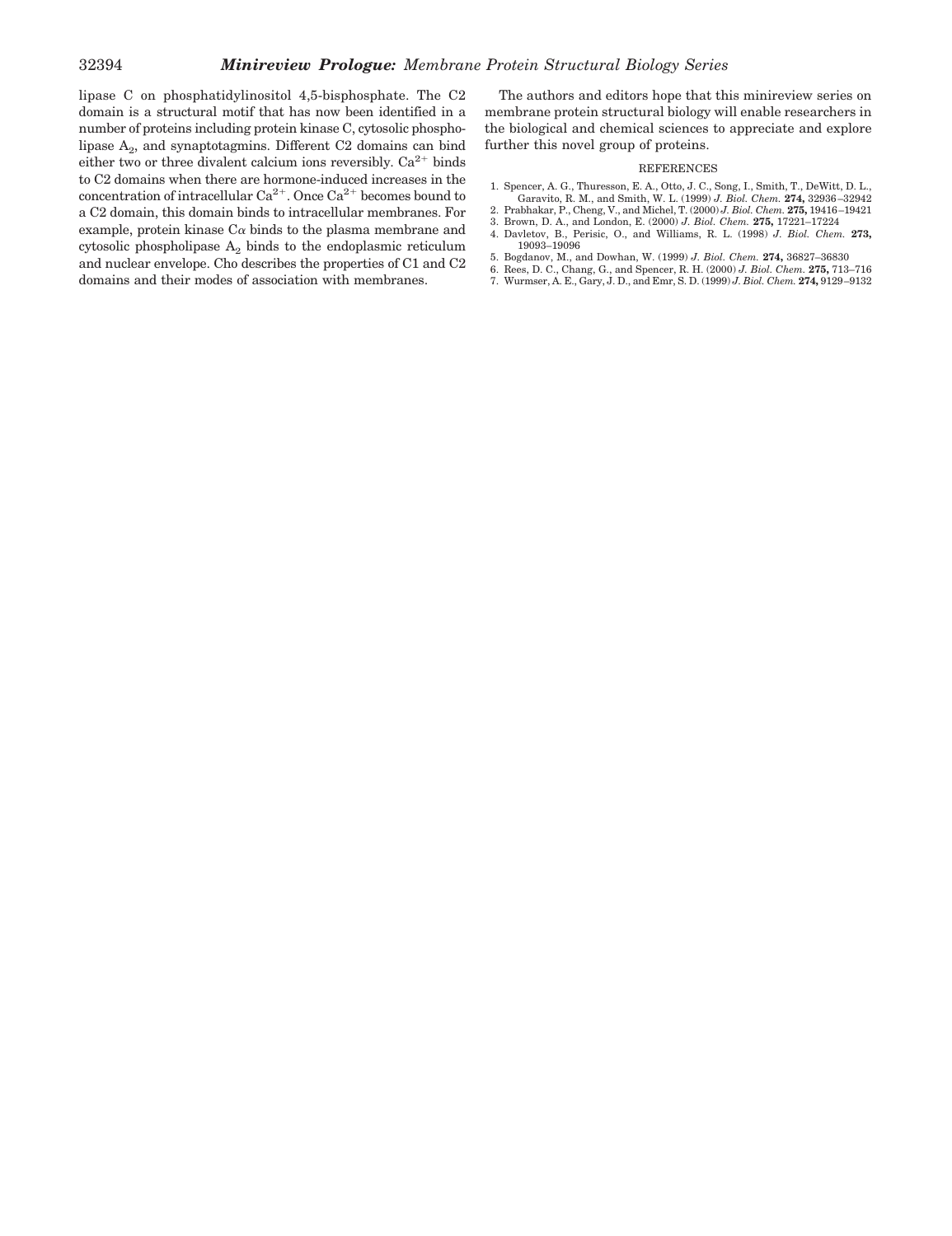lipase C on phosphatidylinositol 4,5-bisphosphate. The C2 domain is a structural motif that has now been identified in a number of proteins including protein kinase C, cytosolic phospholipase $A_2$, and synaptotagmins. Different C2 domains can bind either two or three divalent calcium ions reversibly. $Ca^{2+}$ binds to C2 domains when there are hormone-induced increases in the concentration of intracellular $Ca^{2+}$. Once $Ca^{2+}$ becomes bound to a C2 domain, this domain binds to intracellular membranes. For example, protein kinase Cα binds to the plasma membrane and cytosolic phospholipase $A_2$ binds to the endoplasmic reticulum and nuclear envelope. Cho describes the properties of C1 and C2 domains and their modes of association with membranes.

The authors and editors hope that this minireview series on membrane protein structural biology will enable researchers in the biological and chemical sciences to appreciate and explore further this novel group of proteins.

## REFERENCES

1. Spencer, A. G., Thuresson, E. A., Otto, J. C., Song, I., Smith, T., DeWitt, D. L., Garavito, R. M., and Smith, W. L. (1999) *J. Biol. Chem.* **274,** 32936–32942
2. Prabhakar, P., Cheng, V., and Michel, T. (2000) *J. Biol. Chem.* **275,** 19416–19421
3. Brown, D. A., and London, E. (2000) *J. Biol. Chem.* **275,** 17221–17224
4. Davletov, B., Perisic, O., and Williams, R. L. (1998) *J. Biol. Chem.* **273,** 19093–19096
5. Bogdanov, M., and Dowhan, W. (1999) *J. Biol. Chem.* **274,** 36827–36830
6. Rees, D. C., Chang, G., and Spencer, R. H. (2000) *J. Biol. Chem.* **275,** 713–716
7. Wurmser, A. E., Gary, J. D., and Emr, S. D. (1999) *J. Biol. Chem.* **274,** 9129–9132